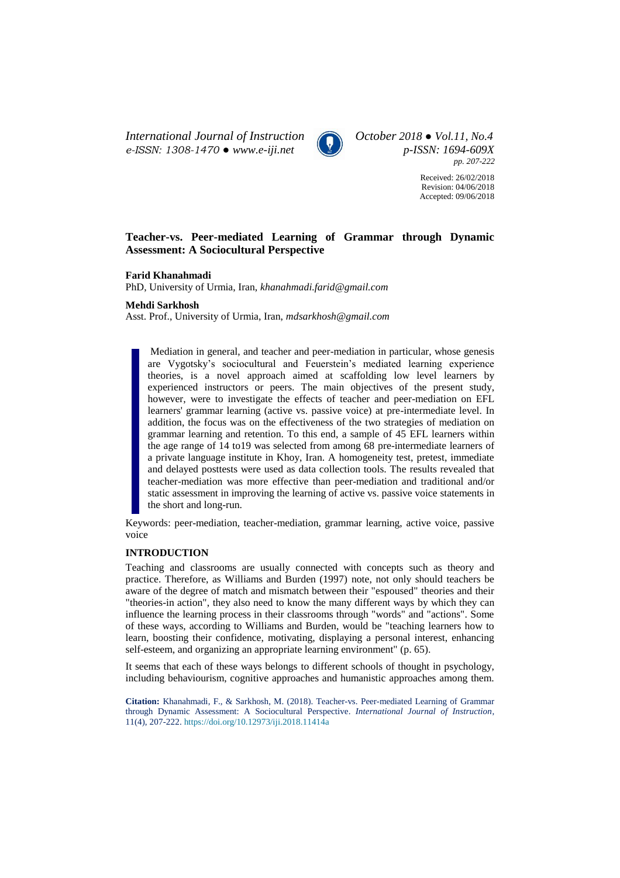# Teacher-vs. Peer-mediated Learning of Grammar through Dynamic Assessment: A Sociocultural Perspective

**Farid Khanahmadi**
PhD, University of Urmia, Iran, *khanahmadi.farid@gmail.com*

**Mehdi Sarkhosh**
Asst. Prof., University of Urmia, Iran, *mdsarkhosh@gmail.com*

Received: 26/02/2018
Revision: 04/06/2018
Accepted: 09/06/2018

Mediation in general, and teacher and peer-mediation in particular, whose genesis are Vygotsky's sociocultural and Feuerstein's mediated learning experience theories, is a novel approach aimed at scaffolding low level learners by experienced instructors or peers. The main objectives of the present study, however, were to investigate the effects of teacher and peer-mediation on EFL learners' grammar learning (active vs. passive voice) at pre-intermediate level. In addition, the focus was on the effectiveness of the two strategies of mediation on grammar learning and retention. To this end, a sample of 45 EFL learners within the age range of 14 to19 was selected from among 68 pre-intermediate learners of a private language institute in Khoy, Iran. A homogeneity test, pretest, immediate and delayed posttests were used as data collection tools. The results revealed that teacher-mediation was more effective than peer-mediation and traditional and/or static assessment in improving the learning of active vs. passive voice statements in the short and long-run.

Keywords: peer-mediation, teacher-mediation, grammar learning, active voice, passive voice

## INTRODUCTION

Teaching and classrooms are usually connected with concepts such as theory and practice. Therefore, as Williams and Burden (1997) note, not only should teachers be aware of the degree of match and mismatch between their "espoused" theories and their "theories-in action", they also need to know the many different ways by which they can influence the learning process in their classrooms through "words" and "actions". Some of these ways, according to Williams and Burden, would be "teaching learners how to learn, boosting their confidence, motivating, displaying a personal interest, enhancing self-esteem, and organizing an appropriate learning environment" (p. 65).

It seems that each of these ways belongs to different schools of thought in psychology, including behaviourism, cognitive approaches and humanistic approaches among them.

**Citation:** Khanahmadi, F., & Sarkhosh, M. (2018). Teacher-vs. Peer-mediated Learning of Grammar through Dynamic Assessment: A Sociocultural Perspective. *International Journal of Instruction*, 11(4), 207-222. https://doi.org/10.12973/iji.2018.11414a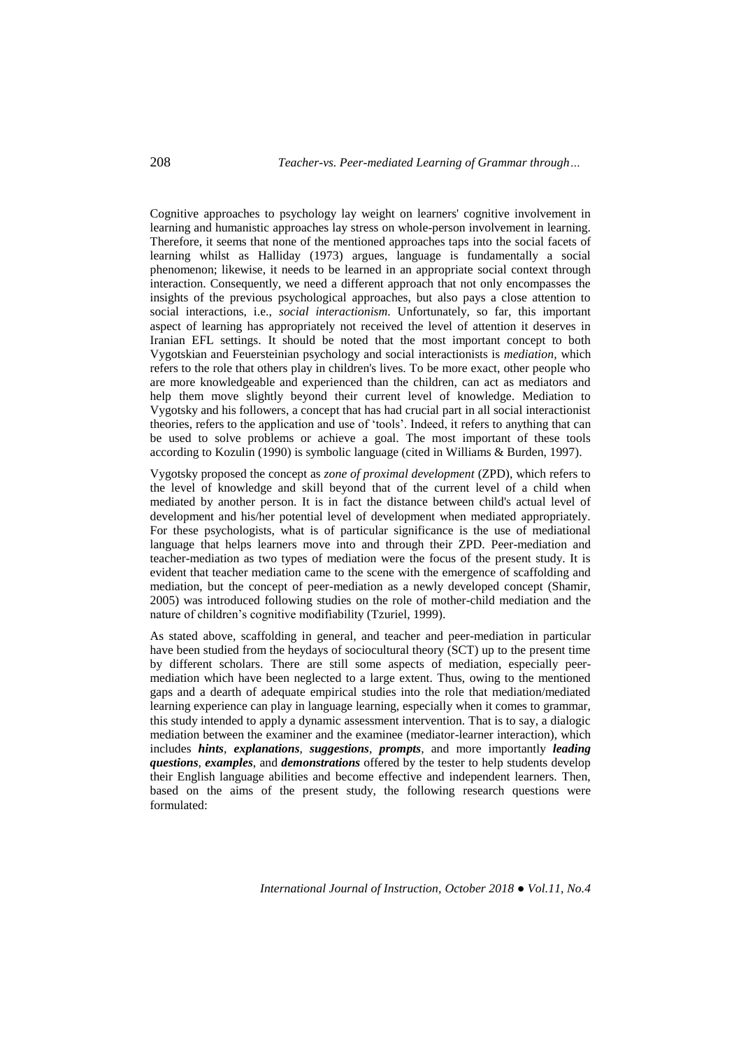Cognitive approaches to psychology lay weight on learners' cognitive involvement in learning and humanistic approaches lay stress on whole-person involvement in learning. Therefore, it seems that none of the mentioned approaches taps into the social facets of learning whilst as Halliday (1973) argues, language is fundamentally a social phenomenon; likewise, it needs to be learned in an appropriate social context through interaction. Consequently, we need a different approach that not only encompasses the insights of the previous psychological approaches, but also pays a close attention to social interactions, i.e., *social interactionism*. Unfortunately, so far, this important aspect of learning has appropriately not received the level of attention it deserves in Iranian EFL settings. It should be noted that the most important concept to both Vygotskian and Feuersteinian psychology and social interactionists is *mediation,* which refers to the role that others play in children's lives. To be more exact, other people who are more knowledgeable and experienced than the children, can act as mediators and help them move slightly beyond their current level of knowledge. Mediation to Vygotsky and his followers, a concept that has had crucial part in all social interactionist theories, refers to the application and use of 'tools'. Indeed, it refers to anything that can be used to solve problems or achieve a goal. The most important of these tools according to Kozulin (1990) is symbolic language (cited in Williams & Burden, 1997).

Vygotsky proposed the concept as *zone of proximal development* (ZPD), which refers to the level of knowledge and skill beyond that of the current level of a child when mediated by another person. It is in fact the distance between child's actual level of development and his/her potential level of development when mediated appropriately. For these psychologists, what is of particular significance is the use of mediational language that helps learners move into and through their ZPD. Peer-mediation and teacher-mediation as two types of mediation were the focus of the present study. It is evident that teacher mediation came to the scene with the emergence of scaffolding and mediation, but the concept of peer-mediation as a newly developed concept (Shamir, 2005) was introduced following studies on the role of mother-child mediation and the nature of children's cognitive modifiability (Tzuriel, 1999).

As stated above, scaffolding in general, and teacher and peer-mediation in particular have been studied from the heydays of sociocultural theory (SCT) up to the present time by different scholars. There are still some aspects of mediation, especially peer-mediation which have been neglected to a large extent. Thus, owing to the mentioned gaps and a dearth of adequate empirical studies into the role that mediation/mediated learning experience can play in language learning, especially when it comes to grammar, this study intended to apply a dynamic assessment intervention. That is to say, a dialogic mediation between the examiner and the examinee (mediator-learner interaction), which includes ***hints***, ***explanations***, ***suggestions***, ***prompts***, and more importantly ***leading questions***, ***examples***, and ***demonstrations*** offered by the tester to help students develop their English language abilities and become effective and independent learners. Then, based on the aims of the present study, the following research questions were formulated: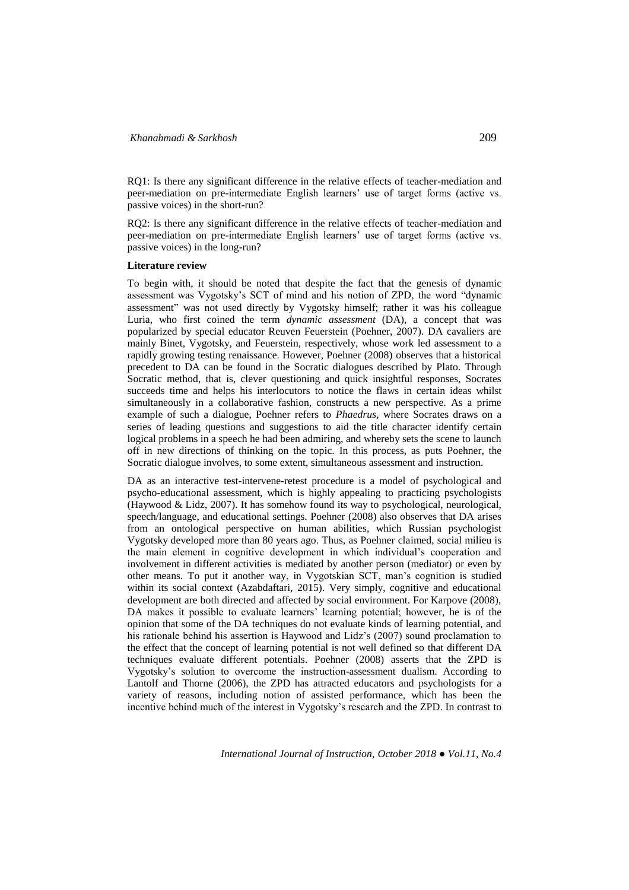RQ1: Is there any significant difference in the relative effects of teacher-mediation and peer-mediation on pre-intermediate English learners' use of target forms (active vs. passive voices) in the short-run?

RQ2: Is there any significant difference in the relative effects of teacher-mediation and peer-mediation on pre-intermediate English learners' use of target forms (active vs. passive voices) in the long-run?

**Literature review**

To begin with, it should be noted that despite the fact that the genesis of dynamic assessment was Vygotsky's SCT of mind and his notion of ZPD, the word "dynamic assessment" was not used directly by Vygotsky himself; rather it was his colleague Luria, who first coined the term *dynamic assessment* (DA), a concept that was popularized by special educator Reuven Feuerstein (Poehner, 2007). DA cavaliers are mainly Binet, Vygotsky, and Feuerstein, respectively, whose work led assessment to a rapidly growing testing renaissance. However, Poehner (2008) observes that a historical precedent to DA can be found in the Socratic dialogues described by Plato. Through Socratic method, that is, clever questioning and quick insightful responses, Socrates succeeds time and helps his interlocutors to notice the flaws in certain ideas whilst simultaneously in a collaborative fashion, constructs a new perspective. As a prime example of such a dialogue, Poehner refers to *Phaedrus*, where Socrates draws on a series of leading questions and suggestions to aid the title character identify certain logical problems in a speech he had been admiring, and whereby sets the scene to launch off in new directions of thinking on the topic. In this process, as puts Poehner, the Socratic dialogue involves, to some extent, simultaneous assessment and instruction.

DA as an interactive test-intervene-retest procedure is a model of psychological and psycho-educational assessment, which is highly appealing to practicing psychologists (Haywood & Lidz, 2007). It has somehow found its way to psychological, neurological, speech/language, and educational settings. Poehner (2008) also observes that DA arises from an ontological perspective on human abilities, which Russian psychologist Vygotsky developed more than 80 years ago. Thus, as Poehner claimed, social milieu is the main element in cognitive development in which individual's cooperation and involvement in different activities is mediated by another person (mediator) or even by other means. To put it another way, in Vygotskian SCT, man's cognition is studied within its social context (Azabdaftari, 2015). Very simply, cognitive and educational development are both directed and affected by social environment. For Karpove (2008), DA makes it possible to evaluate learners' learning potential; however, he is of the opinion that some of the DA techniques do not evaluate kinds of learning potential, and his rationale behind his assertion is Haywood and Lidz's (2007) sound proclamation to the effect that the concept of learning potential is not well defined so that different DA techniques evaluate different potentials. Poehner (2008) asserts that the ZPD is Vygotsky's solution to overcome the instruction-assessment dualism. According to Lantolf and Thorne (2006), the ZPD has attracted educators and psychologists for a variety of reasons, including notion of assisted performance, which has been the incentive behind much of the interest in Vygotsky's research and the ZPD. In contrast to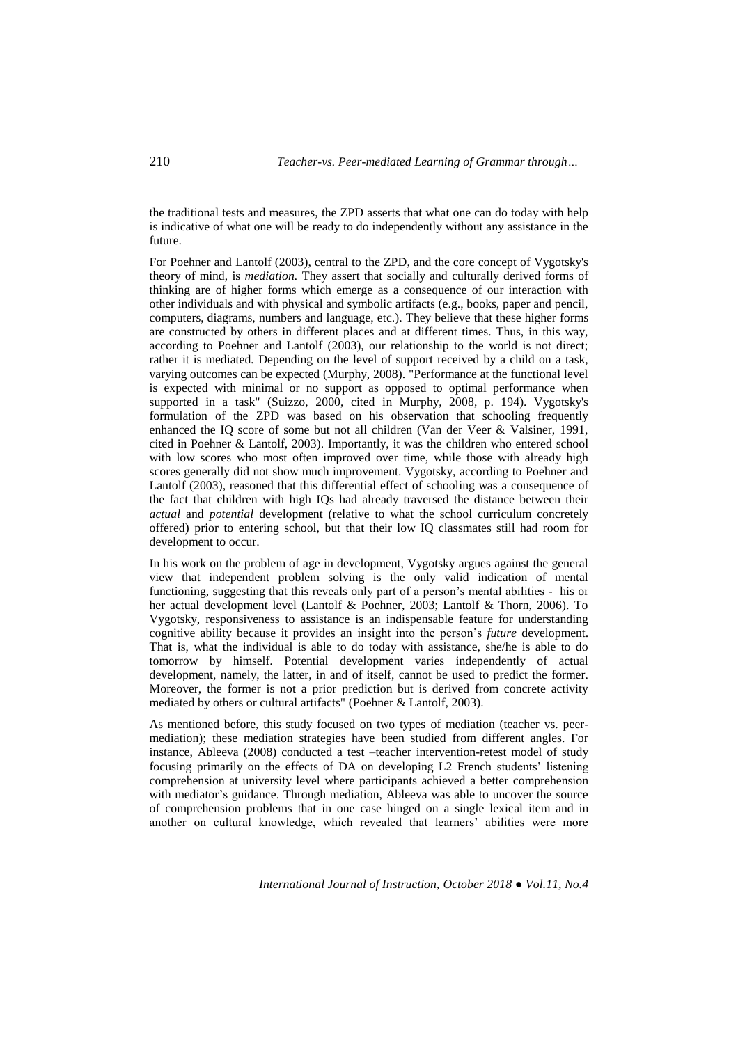the traditional tests and measures, the ZPD asserts that what one can do today with help is indicative of what one will be ready to do independently without any assistance in the future.

For Poehner and Lantolf (2003), central to the ZPD, and the core concept of Vygotsky's theory of mind, is *mediation.* They assert that socially and culturally derived forms of thinking are of higher forms which emerge as a consequence of our interaction with other individuals and with physical and symbolic artifacts (e.g., books, paper and pencil, computers, diagrams, numbers and language, etc.). They believe that these higher forms are constructed by others in different places and at different times. Thus, in this way, according to Poehner and Lantolf (2003), our relationship to the world is not direct; rather it is mediated. Depending on the level of support received by a child on a task, varying outcomes can be expected (Murphy, 2008). "Performance at the functional level is expected with minimal or no support as opposed to optimal performance when supported in a task" (Suizzo, 2000, cited in Murphy, 2008, p. 194). Vygotsky's formulation of the ZPD was based on his observation that schooling frequently enhanced the IQ score of some but not all children (Van der Veer & Valsiner, 1991, cited in Poehner & Lantolf, 2003). Importantly, it was the children who entered school with low scores who most often improved over time, while those with already high scores generally did not show much improvement. Vygotsky, according to Poehner and Lantolf (2003), reasoned that this differential effect of schooling was a consequence of the fact that children with high IQs had already traversed the distance between their *actual* and *potential* development (relative to what the school curriculum concretely offered) prior to entering school, but that their low IQ classmates still had room for development to occur.

In his work on the problem of age in development, Vygotsky argues against the general view that independent problem solving is the only valid indication of mental functioning, suggesting that this reveals only part of a person's mental abilities - his or her actual development level (Lantolf & Poehner, 2003; Lantolf & Thorn, 2006). To Vygotsky, responsiveness to assistance is an indispensable feature for understanding cognitive ability because it provides an insight into the person's *future* development. That is, what the individual is able to do today with assistance, she/he is able to do tomorrow by himself. Potential development varies independently of actual development, namely, the latter, in and of itself, cannot be used to predict the former. Moreover, the former is not a prior prediction but is derived from concrete activity mediated by others or cultural artifacts" (Poehner & Lantolf, 2003).

As mentioned before, this study focused on two types of mediation (teacher vs. peer-mediation); these mediation strategies have been studied from different angles. For instance, Ableeva (2008) conducted a test –teacher intervention-retest model of study focusing primarily on the effects of DA on developing L2 French students' listening comprehension at university level where participants achieved a better comprehension with mediator's guidance. Through mediation, Ableeva was able to uncover the source of comprehension problems that in one case hinged on a single lexical item and in another on cultural knowledge, which revealed that learners' abilities were more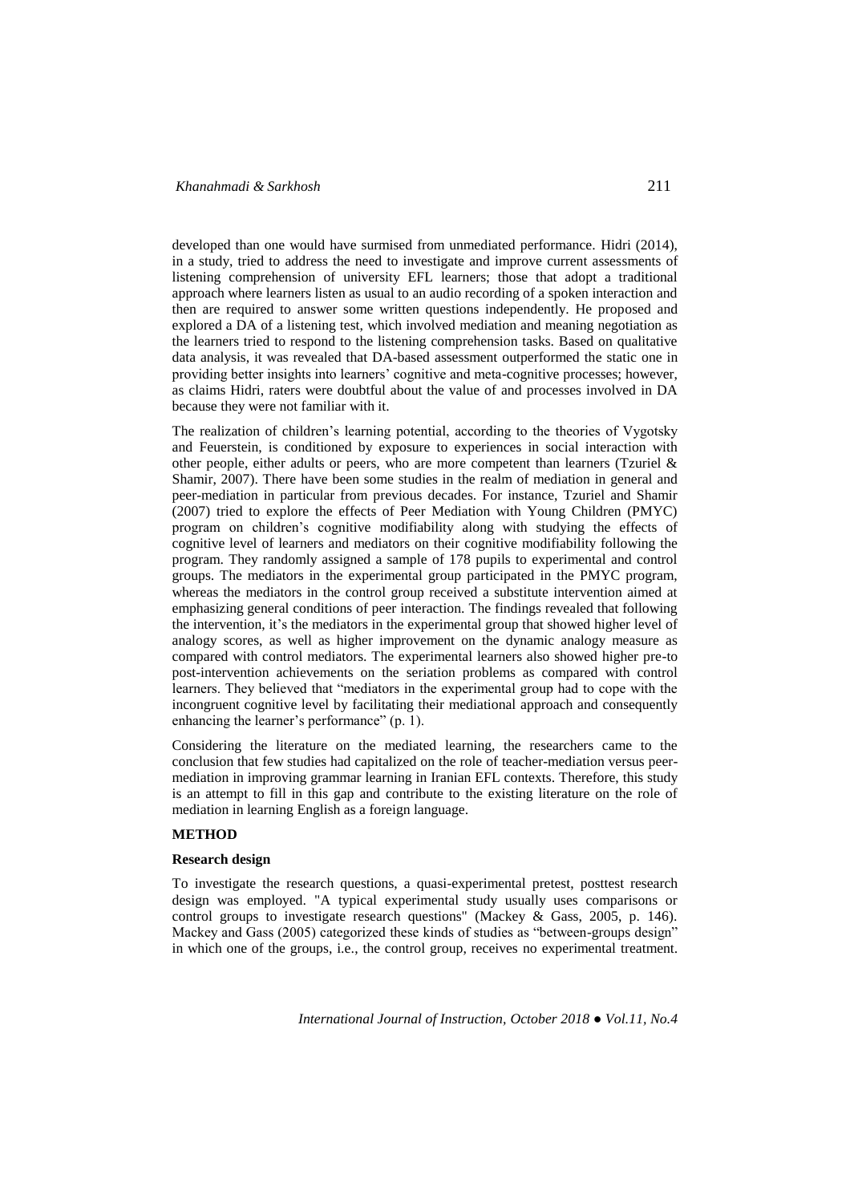developed than one would have surmised from unmediated performance. Hidri (2014), in a study, tried to address the need to investigate and improve current assessments of listening comprehension of university EFL learners; those that adopt a traditional approach where learners listen as usual to an audio recording of a spoken interaction and then are required to answer some written questions independently. He proposed and explored a DA of a listening test, which involved mediation and meaning negotiation as the learners tried to respond to the listening comprehension tasks. Based on qualitative data analysis, it was revealed that DA-based assessment outperformed the static one in providing better insights into learners' cognitive and meta-cognitive processes; however, as claims Hidri, raters were doubtful about the value of and processes involved in DA because they were not familiar with it.

The realization of children's learning potential, according to the theories of Vygotsky and Feuerstein, is conditioned by exposure to experiences in social interaction with other people, either adults or peers, who are more competent than learners (Tzuriel & Shamir, 2007). There have been some studies in the realm of mediation in general and peer-mediation in particular from previous decades. For instance, Tzuriel and Shamir (2007) tried to explore the effects of Peer Mediation with Young Children (PMYC) program on children's cognitive modifiability along with studying the effects of cognitive level of learners and mediators on their cognitive modifiability following the program. They randomly assigned a sample of 178 pupils to experimental and control groups. The mediators in the experimental group participated in the PMYC program, whereas the mediators in the control group received a substitute intervention aimed at emphasizing general conditions of peer interaction. The findings revealed that following the intervention, it's the mediators in the experimental group that showed higher level of analogy scores, as well as higher improvement on the dynamic analogy measure as compared with control mediators. The experimental learners also showed higher pre-to post-intervention achievements on the seriation problems as compared with control learners. They believed that "mediators in the experimental group had to cope with the incongruent cognitive level by facilitating their mediational approach and consequently enhancing the learner's performance" (p. 1).

Considering the literature on the mediated learning, the researchers came to the conclusion that few studies had capitalized on the role of teacher-mediation versus peer-mediation in improving grammar learning in Iranian EFL contexts. Therefore, this study is an attempt to fill in this gap and contribute to the existing literature on the role of mediation in learning English as a foreign language.

## METHOD

### Research design

To investigate the research questions, a quasi-experimental pretest, posttest research design was employed. "A typical experimental study usually uses comparisons or control groups to investigate research questions" (Mackey & Gass, 2005, p. 146). Mackey and Gass (2005) categorized these kinds of studies as "between-groups design" in which one of the groups, i.e., the control group, receives no experimental treatment.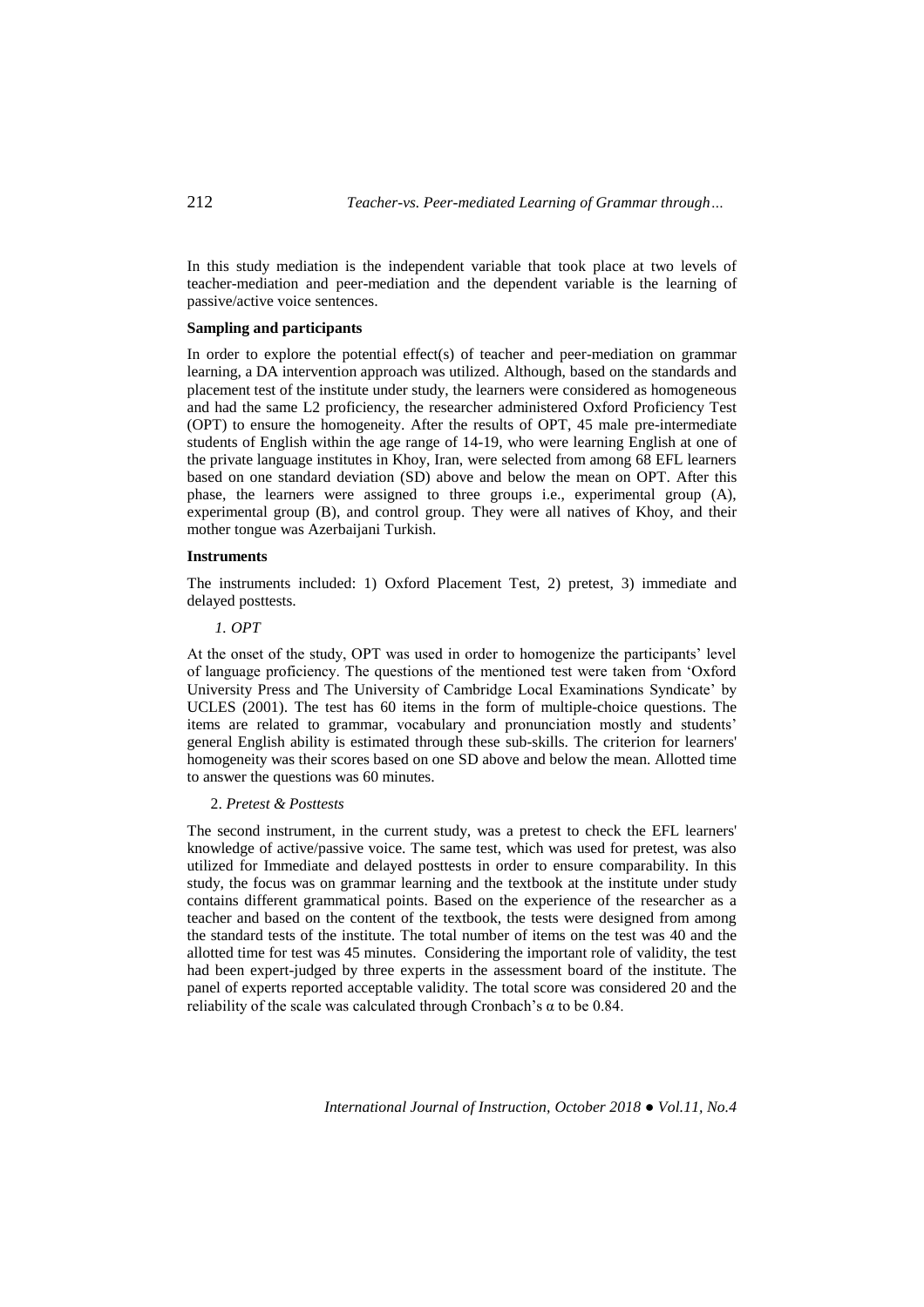In this study mediation is the independent variable that took place at two levels of teacher-mediation and peer-mediation and the dependent variable is the learning of passive/active voice sentences.

**Sampling and participants**

In order to explore the potential effect(s) of teacher and peer-mediation on grammar learning, a DA intervention approach was utilized. Although, based on the standards and placement test of the institute under study, the learners were considered as homogeneous and had the same L2 proficiency, the researcher administered Oxford Proficiency Test (OPT) to ensure the homogeneity. After the results of OPT, 45 male pre-intermediate students of English within the age range of 14-19, who were learning English at one of the private language institutes in Khoy, Iran, were selected from among 68 EFL learners based on one standard deviation (SD) above and below the mean on OPT. After this phase, the learners were assigned to three groups i.e., experimental group (A), experimental group (B), and control group. They were all natives of Khoy, and their mother tongue was Azerbaijani Turkish.

**Instruments**

The instruments included: 1) Oxford Placement Test, 2) pretest, 3) immediate and delayed posttests.

*1. OPT*

At the onset of the study, OPT was used in order to homogenize the participants' level of language proficiency. The questions of the mentioned test were taken from 'Oxford University Press and The University of Cambridge Local Examinations Syndicate' by UCLES (2001). The test has 60 items in the form of multiple-choice questions. The items are related to grammar, vocabulary and pronunciation mostly and students' general English ability is estimated through these sub-skills. The criterion for learners' homogeneity was their scores based on one SD above and below the mean. Allotted time to answer the questions was 60 minutes.

2. *Pretest & Posttests*

The second instrument, in the current study, was a pretest to check the EFL learners' knowledge of active/passive voice. The same test, which was used for pretest, was also utilized for Immediate and delayed posttests in order to ensure comparability. In this study, the focus was on grammar learning and the textbook at the institute under study contains different grammatical points. Based on the experience of the researcher as a teacher and based on the content of the textbook, the tests were designed from among the standard tests of the institute. The total number of items on the test was 40 and the allotted time for test was 45 minutes. Considering the important role of validity, the test had been expert-judged by three experts in the assessment board of the institute. The panel of experts reported acceptable validity. The total score was considered 20 and the reliability of the scale was calculated through Cronbach's $\alpha$ to be 0.84.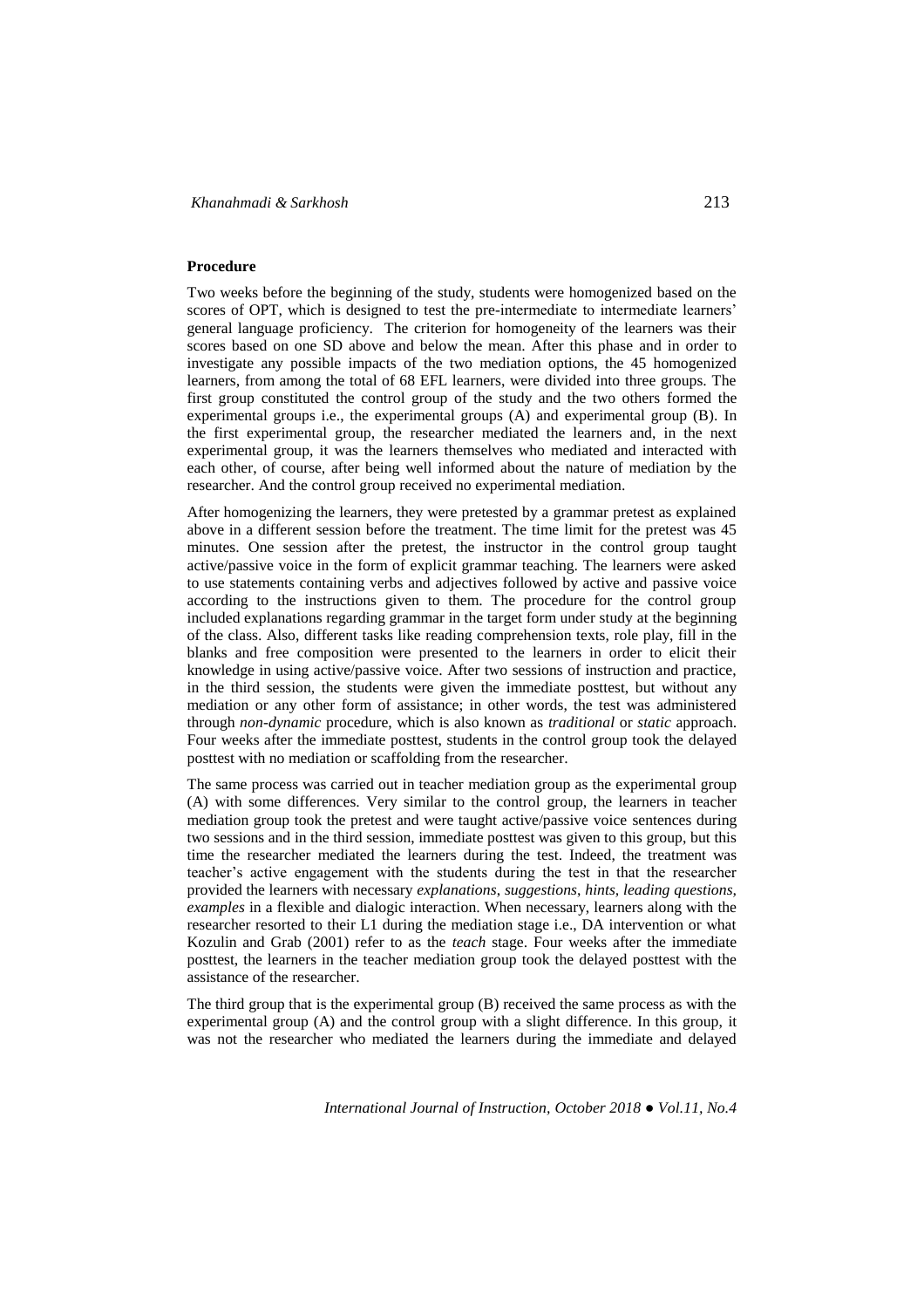**Procedure**

Two weeks before the beginning of the study, students were homogenized based on the scores of OPT, which is designed to test the pre-intermediate to intermediate learners' general language proficiency. The criterion for homogeneity of the learners was their scores based on one SD above and below the mean. After this phase and in order to investigate any possible impacts of the two mediation options, the 45 homogenized learners, from among the total of 68 EFL learners, were divided into three groups. The first group constituted the control group of the study and the two others formed the experimental groups i.e., the experimental groups (A) and experimental group (B). In the first experimental group, the researcher mediated the learners and, in the next experimental group, it was the learners themselves who mediated and interacted with each other, of course, after being well informed about the nature of mediation by the researcher. And the control group received no experimental mediation.

After homogenizing the learners, they were pretested by a grammar pretest as explained above in a different session before the treatment. The time limit for the pretest was 45 minutes. One session after the pretest, the instructor in the control group taught active/passive voice in the form of explicit grammar teaching. The learners were asked to use statements containing verbs and adjectives followed by active and passive voice according to the instructions given to them. The procedure for the control group included explanations regarding grammar in the target form under study at the beginning of the class. Also, different tasks like reading comprehension texts, role play, fill in the blanks and free composition were presented to the learners in order to elicit their knowledge in using active/passive voice. After two sessions of instruction and practice, in the third session, the students were given the immediate posttest, but without any mediation or any other form of assistance; in other words, the test was administered through *non-dynamic* procedure, which is also known as *traditional* or *static* approach. Four weeks after the immediate posttest, students in the control group took the delayed posttest with no mediation or scaffolding from the researcher.

The same process was carried out in teacher mediation group as the experimental group (A) with some differences. Very similar to the control group, the learners in teacher mediation group took the pretest and were taught active/passive voice sentences during two sessions and in the third session, immediate posttest was given to this group, but this time the researcher mediated the learners during the test. Indeed, the treatment was teacher's active engagement with the students during the test in that the researcher provided the learners with necessary *explanations*, *suggestions*, *hints*, *leading questions*, *examples* in a flexible and dialogic interaction. When necessary, learners along with the researcher resorted to their L1 during the mediation stage i.e., DA intervention or what Kozulin and Grab (2001) refer to as the *teach* stage. Four weeks after the immediate posttest, the learners in the teacher mediation group took the delayed posttest with the assistance of the researcher.

The third group that is the experimental group (B) received the same process as with the experimental group (A) and the control group with a slight difference. In this group, it was not the researcher who mediated the learners during the immediate and delayed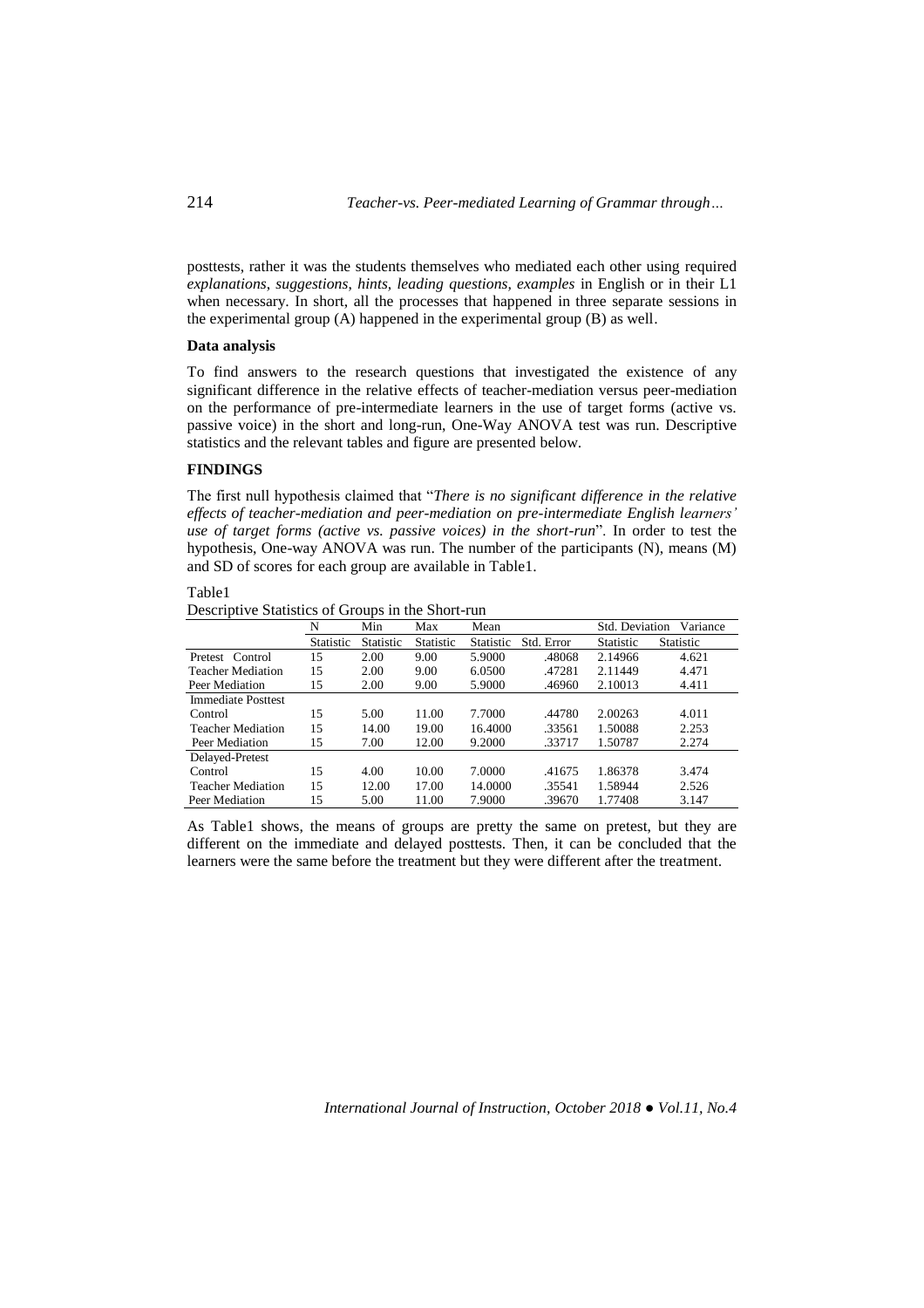posttests, rather it was the students themselves who mediated each other using required *explanations*, *suggestions*, *hints*, *leading questions*, *examples* in English or in their L1 when necessary. In short, all the processes that happened in three separate sessions in the experimental group (A) happened in the experimental group (B) as well.

### Data analysis

To find answers to the research questions that investigated the existence of any significant difference in the relative effects of teacher-mediation versus peer-mediation on the performance of pre-intermediate learners in the use of target forms (active vs. passive voice) in the short and long-run, One-Way ANOVA test was run. Descriptive statistics and the relevant tables and figure are presented below.

## FINDINGS

The first null hypothesis claimed that "*There is no significant difference in the relative effects of teacher-mediation and peer-mediation on pre-intermediate English learners' use of target forms (active vs. passive voices) in the short-run*". In order to test the hypothesis, One-way ANOVA was run. The number of the participants (N), means (M) and SD of scores for each group are available in Table1.

Table1

Descriptive Statistics of Groups in the Short-run

| | N | Min | Max | Mean | | Std. Deviation | Variance |
|---|---|---|---|---|---|---|---|
| | Statistic | Statistic | Statistic | Statistic | Std. Error | Statistic | Statistic |
| Pretest Control | 15 | 2.00 | 9.00 | 5.9000 | .48068 | 2.14966 | 4.621 |
| Teacher Mediation | 15 | 2.00 | 9.00 | 6.0500 | .47281 | 2.11449 | 4.471 |
| Peer Mediation | 15 | 2.00 | 9.00 | 5.9000 | .46960 | 2.10013 | 4.411 |
| Immediate Posttest | | | | | | | |
| Control | 15 | 5.00 | 11.00 | 7.7000 | .44780 | 2.00263 | 4.011 |
| Teacher Mediation | 15 | 14.00 | 19.00 | 16.4000 | .33561 | 1.50088 | 2.253 |
| Peer Mediation | 15 | 7.00 | 12.00 | 9.2000 | .33717 | 1.50787 | 2.274 |
| Delayed-Pretest | | | | | | | |
| Control | 15 | 4.00 | 10.00 | 7.0000 | .41675 | 1.86378 | 3.474 |
| Teacher Mediation | 15 | 12.00 | 17.00 | 14.0000 | .35541 | 1.58944 | 2.526 |
| Peer Mediation | 15 | 5.00 | 11.00 | 7.9000 | .39670 | 1.77408 | 3.147 |

As Table1 shows, the means of groups are pretty the same on pretest, but they are different on the immediate and delayed posttests. Then, it can be concluded that the learners were the same before the treatment but they were different after the treatment.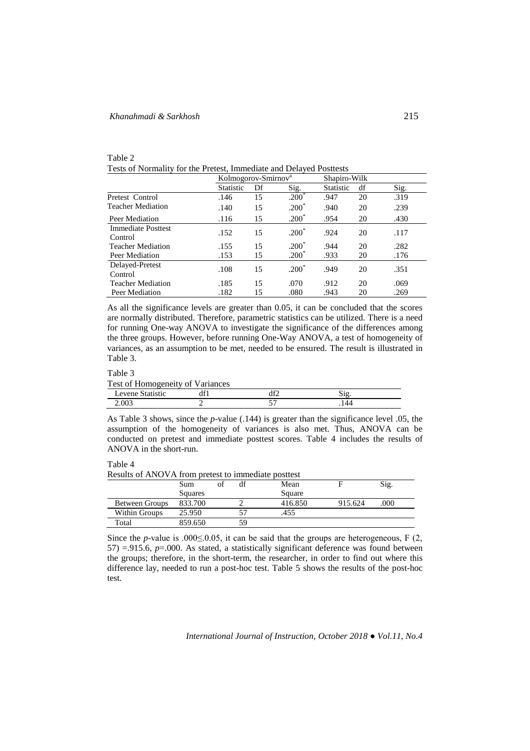Table 2

Tests of Normality for the Pretest, Immediate and Delayed Posttests

| | Kolmogorov-Smirnov[a] | | | Shapiro-Wilk | | |
|---|---|---|---|---|---|---|
| | Statistic | Df | Sig. | Statistic | df | Sig. |
| Pretest Control | .146 | 15 | .200* | .947 | 20 | .319 |
| Teacher Mediation | .140 | 15 | .200* | .940 | 20 | .239 |
| Peer Mediation | .116 | 15 | .200* | .954 | 20 | .430 |
| Immediate Posttest Control | .152 | 15 | .200* | .924 | 20 | .117 |
| Teacher Mediation | .155 | 15 | .200* | .944 | 20 | .282 |
| Peer Mediation | .153 | 15 | .200* | .933 | 20 | .176 |
| Delayed-Pretest Control | .108 | 15 | .200* | .949 | 20 | .351 |
| Teacher Mediation | .185 | 15 | .070 | .912 | 20 | .069 |
| Peer Mediation | .182 | 15 | .080 | .943 | 20 | .269 |

As all the significance levels are greater than 0.05, it can be concluded that the scores are normally distributed. Therefore, parametric statistics can be utilized. There is a need for running One-way ANOVA to investigate the significance of the differences among the three groups. However, before running One-Way ANOVA, a test of homogeneity of variances, as an assumption to be met, needed to be ensured. The result is illustrated in Table 3.

Table 3

Test of Homogeneity of Variances

| Levene Statistic | df1 | df2 | Sig. |
|---|---|---|---|
| 2.003 | 2 | 57 | .144 |

As Table 3 shows, since the *p*-value (.144) is greater than the significance level .05, the assumption of the homogeneity of variances is also met. Thus, ANOVA can be conducted on pretest and immediate posttest scores. Table 4 includes the results of ANOVA in the short-run.

Table 4

Results of ANOVA from pretest to immediate posttest

| | Sum of Squares | df | Mean Square | F | Sig. |
|---|---|---|---|---|---|
| Between Groups | 833.700 | 2 | 416.850 | 915.624 | .000 |
| Within Groups | 25.950 | 57 | .455 | | |
| Total | 859.650 | 59 | | | |

Since the *p*-value is .000≤.0.05, it can be said that the groups are heterogeneous, $F(2, 57) = .915.6$, $p = .000$. As stated, a statistically significant deference was found between the groups; therefore, in the short-term, the researcher, in order to find out where this difference lay, needed to run a post-hoc test. Table 5 shows the results of the post-hoc test.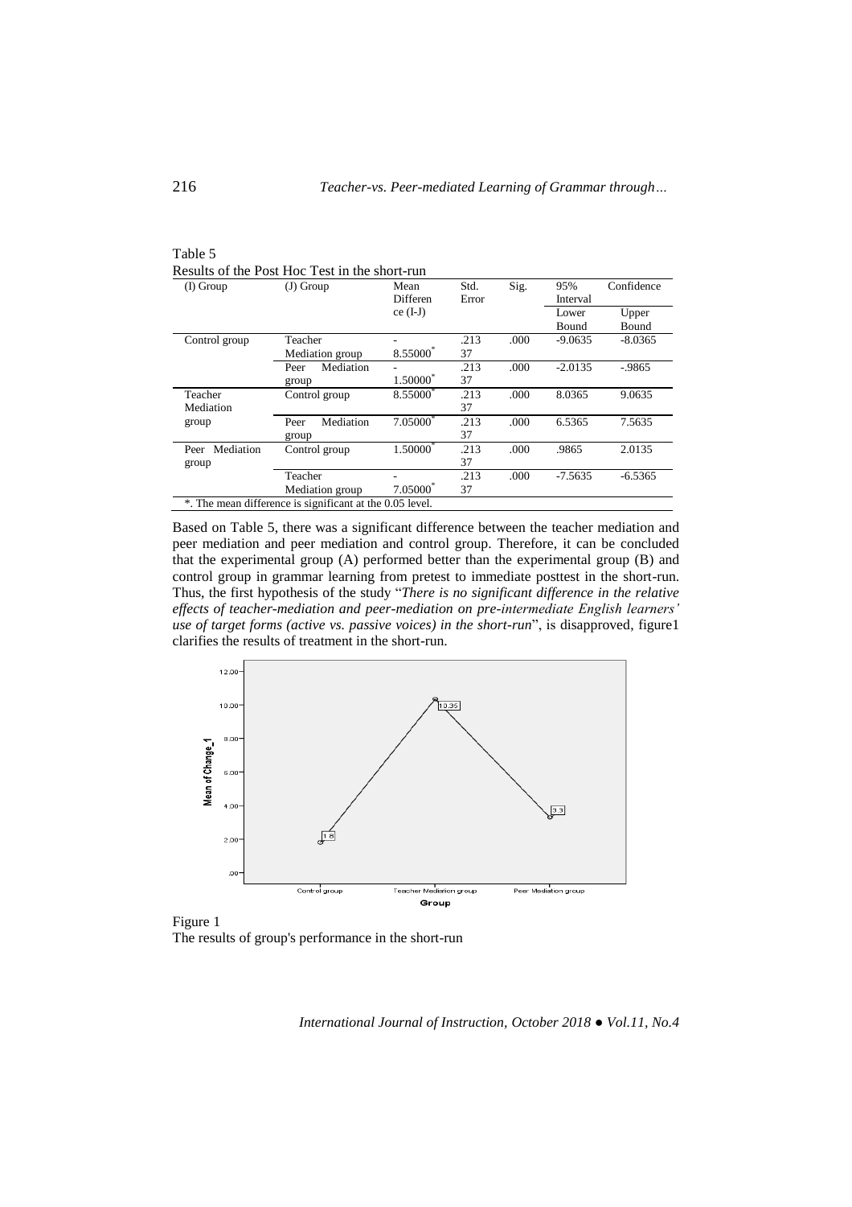Table 5
Results of the Post Hoc Test in the short-run

| (I) Group | (J) Group | Mean Difference (I-J) | Std. Error | Sig. | 95% Confidence Interval | |
|---|---|---|---|---|---|---|
| | | | | | Lower Bound | Upper Bound |
| Control group | Teacher Mediation group | -8.55000* | .21337 | .000 | -9.0635 | -8.0365 |
| | Peer Mediation group | -1.50000* | .21337 | .000 | -2.0135 | -.9865 |
| Teacher Mediation group | Control group | 8.55000* | .21337 | .000 | 8.0365 | 9.0635 |
| | Peer Mediation group | 7.05000* | .21337 | .000 | 6.5365 | 7.5635 |
| Peer Mediation group | Control group | 1.50000* | .21337 | .000 | .9865 | 2.0135 |
| | Teacher Mediation group | -7.05000* | .21337 | .000 | -7.5635 | -6.5365 |

*. The mean difference is significant at the 0.05 level.

Based on Table 5, there was a significant difference between the teacher mediation and peer mediation and peer mediation and control group. Therefore, it can be concluded that the experimental group (A) performed better than the experimental group (B) and control group in grammar learning from pretest to immediate posttest in the short-run. Thus, the first hypothesis of the study "*There is no significant difference in the relative effects of teacher-mediation and peer-mediation on pre-intermediate English learners' use of target forms (active vs. passive voices) in the short-run*", is disapproved, figure1 clarifies the results of treatment in the short-run.

Figure 1
The results of group's performance in the short-run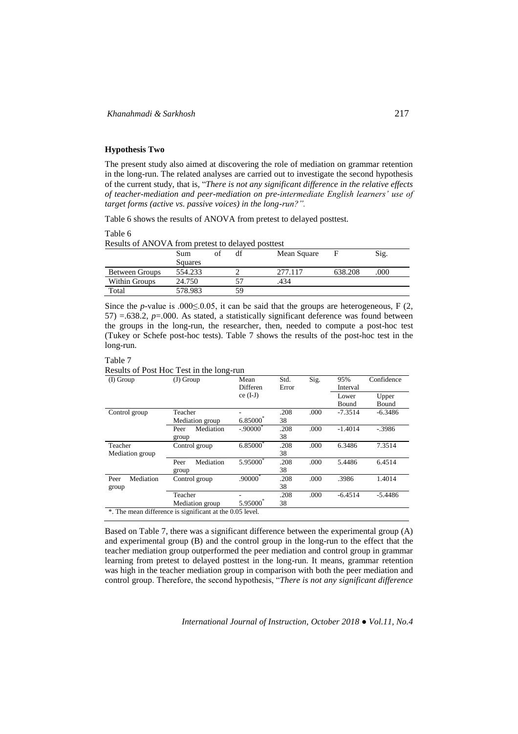**Hypothesis Two**

The present study also aimed at discovering the role of mediation on grammar retention in the long-run. The related analyses are carried out to investigate the second hypothesis of the current study, that is, "*There is not any significant difference in the relative effects of teacher-mediation and peer-mediation on pre-intermediate English learners' use of target forms (active vs. passive voices) in the long-run?".*

Table 6 shows the results of ANOVA from pretest to delayed posttest.

Table 6
Results of ANOVA from pretest to delayed posttest

| | Sum of Squares | df | Mean Square | F | Sig. |
|---|---|---|---|---|---|
| Between Groups | 554.233 | 2 | 277.117 | 638.208 | .000 |
| Within Groups | 24.750 | 57 | .434 | | |
| Total | 578.983 | 59 | | | |

Since the *p*-value is .000≤.0.05, it can be said that the groups are heterogeneous, F (2, 57) =.638.2, *p*=.000. As stated, a statistically significant deference was found between the groups in the long-run, the researcher, then, needed to compute a post-hoc test (Tukey or Schefe post-hoc tests). Table 7 shows the results of the post-hoc test in the long-run.

Table 7
Results of Post Hoc Test in the long-run

| (I) Group | (J) Group | Mean Difference (I-J) | Std. Error | Sig. | 95% Confidence Interval | |
|---|---|---|---|---|---|---|
| | | | | | Lower Bound | Upper Bound |
| Control group | Teacher Mediation group | -6.85000* | .20838 | .000 | -7.3514 | -6.3486 |
| | Peer Mediation group | -.90000* | .20838 | .000 | -1.4014 | -.3986 |
| Teacher Mediation group | Control group | 6.85000* | .20838 | .000 | 6.3486 | 7.3514 |
| | Peer Mediation group | 5.95000* | .20838 | .000 | 5.4486 | 6.4514 |
| Peer Mediation group | Control group | .90000* | .20838 | .000 | .3986 | 1.4014 |
| | Teacher Mediation group | -5.95000* | .20838 | .000 | -6.4514 | -5.4486 |

*. The mean difference is significant at the 0.05 level.

Based on Table 7, there was a significant difference between the experimental group (A) and experimental group (B) and the control group in the long-run to the effect that the teacher mediation group outperformed the peer mediation and control group in grammar learning from pretest to delayed posttest in the long-run. It means, grammar retention was high in the teacher mediation group in comparison with both the peer mediation and control group. Therefore, the second hypothesis, "*There is not any significant difference*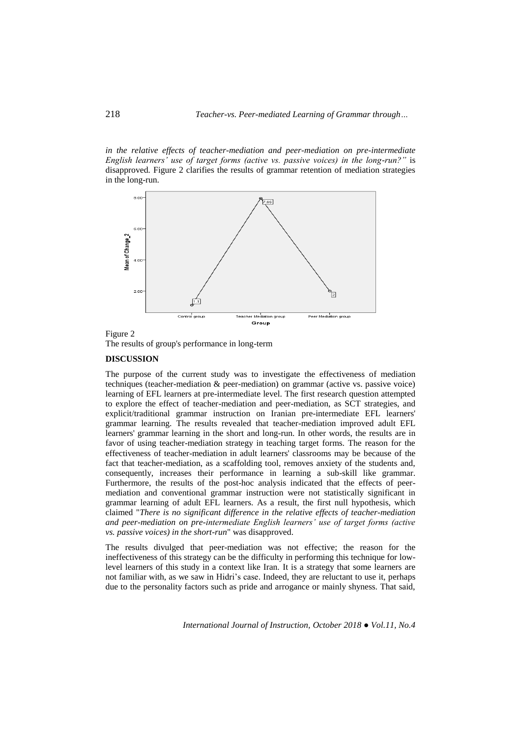*in the relative effects of teacher-mediation and peer-mediation on pre-intermediate English learners' use of target forms (active vs. passive voices) in the long-run?"* is disapproved. Figure 2 clarifies the results of grammar retention of mediation strategies in the long-run.

Figure 2
The results of group's performance in long-term

## DISCUSSION

The purpose of the current study was to investigate the effectiveness of mediation techniques (teacher-mediation & peer-mediation) on grammar (active vs. passive voice) learning of EFL learners at pre-intermediate level. The first research question attempted to explore the effect of teacher-mediation and peer-mediation, as SCT strategies, and explicit/traditional grammar instruction on Iranian pre-intermediate EFL learners' grammar learning. The results revealed that teacher-mediation improved adult EFL learners' grammar learning in the short and long-run. In other words, the results are in favor of using teacher-mediation strategy in teaching target forms. The reason for the effectiveness of teacher-mediation in adult learners' classrooms may be because of the fact that teacher-mediation, as a scaffolding tool, removes anxiety of the students and, consequently, increases their performance in learning a sub-skill like grammar. Furthermore, the results of the post-hoc analysis indicated that the effects of peer-mediation and conventional grammar instruction were not statistically significant in grammar learning of adult EFL learners. As a result, the first null hypothesis, which claimed "*There is no significant difference in the relative effects of teacher-mediation and peer-mediation on pre-intermediate English learners' use of target forms (active vs. passive voices) in the short-run*" was disapproved.

The results divulged that peer-mediation was not effective; the reason for the ineffectiveness of this strategy can be the difficulty in performing this technique for low-level learners of this study in a context like Iran. It is a strategy that some learners are not familiar with, as we saw in Hidri's case. Indeed, they are reluctant to use it, perhaps due to the personality factors such as pride and arrogance or mainly shyness. That said,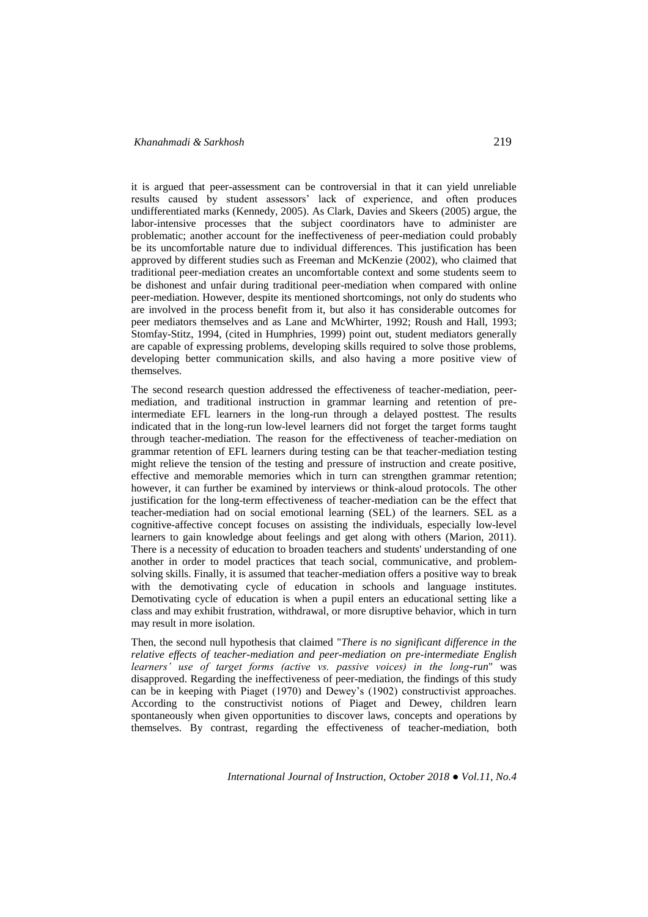it is argued that peer-assessment can be controversial in that it can yield unreliable results caused by student assessors' lack of experience, and often produces undifferentiated marks (Kennedy, 2005). As Clark, Davies and Skeers (2005) argue, the labor-intensive processes that the subject coordinators have to administer are problematic; another account for the ineffectiveness of peer-mediation could probably be its uncomfortable nature due to individual differences. This justification has been approved by different studies such as Freeman and McKenzie (2002), who claimed that traditional peer-mediation creates an uncomfortable context and some students seem to be dishonest and unfair during traditional peer-mediation when compared with online peer-mediation. However, despite its mentioned shortcomings, not only do students who are involved in the process benefit from it, but also it has considerable outcomes for peer mediators themselves and as Lane and McWhirter, 1992; Roush and Hall, 1993; Stomfay-Stitz, 1994, (cited in Humphries, 1999) point out, student mediators generally are capable of expressing problems, developing skills required to solve those problems, developing better communication skills, and also having a more positive view of themselves.

The second research question addressed the effectiveness of teacher-mediation, peer-mediation, and traditional instruction in grammar learning and retention of pre-intermediate EFL learners in the long-run through a delayed posttest. The results indicated that in the long-run low-level learners did not forget the target forms taught through teacher-mediation. The reason for the effectiveness of teacher-mediation on grammar retention of EFL learners during testing can be that teacher-mediation testing might relieve the tension of the testing and pressure of instruction and create positive, effective and memorable memories which in turn can strengthen grammar retention; however, it can further be examined by interviews or think-aloud protocols. The other justification for the long-term effectiveness of teacher-mediation can be the effect that teacher-mediation had on social emotional learning (SEL) of the learners. SEL as a cognitive-affective concept focuses on assisting the individuals, especially low-level learners to gain knowledge about feelings and get along with others (Marion, 2011). There is a necessity of education to broaden teachers and students' understanding of one another in order to model practices that teach social, communicative, and problem-solving skills. Finally, it is assumed that teacher-mediation offers a positive way to break with the demotivating cycle of education in schools and language institutes. Demotivating cycle of education is when a pupil enters an educational setting like a class and may exhibit frustration, withdrawal, or more disruptive behavior, which in turn may result in more isolation.

Then, the second null hypothesis that claimed "*There is no significant difference in the relative effects of teacher-mediation and peer-mediation on pre-intermediate English learners' use of target forms (active vs. passive voices) in the long-run*" was disapproved. Regarding the ineffectiveness of peer-mediation, the findings of this study can be in keeping with Piaget (1970) and Dewey's (1902) constructivist approaches. According to the constructivist notions of Piaget and Dewey, children learn spontaneously when given opportunities to discover laws, concepts and operations by themselves. By contrast, regarding the effectiveness of teacher-mediation, both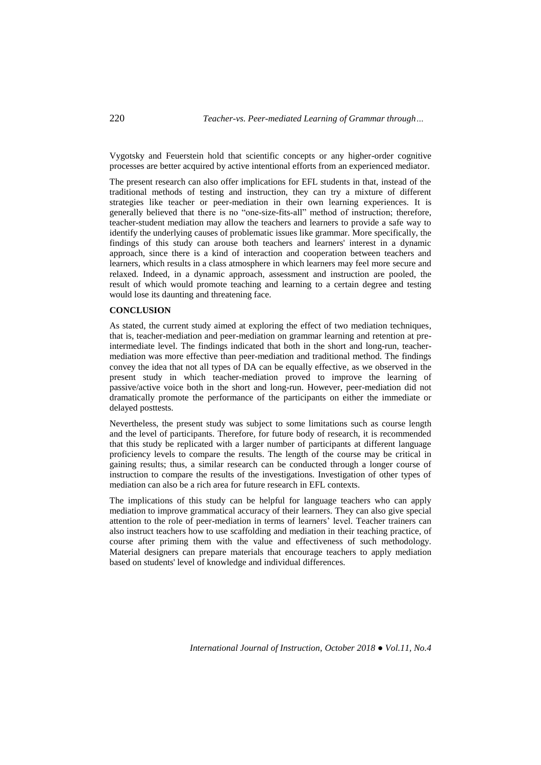Vygotsky and Feuerstein hold that scientific concepts or any higher-order cognitive processes are better acquired by active intentional efforts from an experienced mediator.

The present research can also offer implications for EFL students in that, instead of the traditional methods of testing and instruction, they can try a mixture of different strategies like teacher or peer-mediation in their own learning experiences. It is generally believed that there is no "one-size-fits-all" method of instruction; therefore, teacher-student mediation may allow the teachers and learners to provide a safe way to identify the underlying causes of problematic issues like grammar. More specifically, the findings of this study can arouse both teachers and learners' interest in a dynamic approach, since there is a kind of interaction and cooperation between teachers and learners, which results in a class atmosphere in which learners may feel more secure and relaxed. Indeed, in a dynamic approach, assessment and instruction are pooled, the result of which would promote teaching and learning to a certain degree and testing would lose its daunting and threatening face.

## CONCLUSION

As stated, the current study aimed at exploring the effect of two mediation techniques, that is, teacher-mediation and peer-mediation on grammar learning and retention at pre-intermediate level. The findings indicated that both in the short and long-run, teacher-mediation was more effective than peer-mediation and traditional method. The findings convey the idea that not all types of DA can be equally effective, as we observed in the present study in which teacher-mediation proved to improve the learning of passive/active voice both in the short and long-run. However, peer-mediation did not dramatically promote the performance of the participants on either the immediate or delayed posttests.

Nevertheless, the present study was subject to some limitations such as course length and the level of participants. Therefore, for future body of research, it is recommended that this study be replicated with a larger number of participants at different language proficiency levels to compare the results. The length of the course may be critical in gaining results; thus, a similar research can be conducted through a longer course of instruction to compare the results of the investigations. Investigation of other types of mediation can also be a rich area for future research in EFL contexts.

The implications of this study can be helpful for language teachers who can apply mediation to improve grammatical accuracy of their learners. They can also give special attention to the role of peer-mediation in terms of learners' level. Teacher trainers can also instruct teachers how to use scaffolding and mediation in their teaching practice, of course after priming them with the value and effectiveness of such methodology. Material designers can prepare materials that encourage teachers to apply mediation based on students' level of knowledge and individual differences.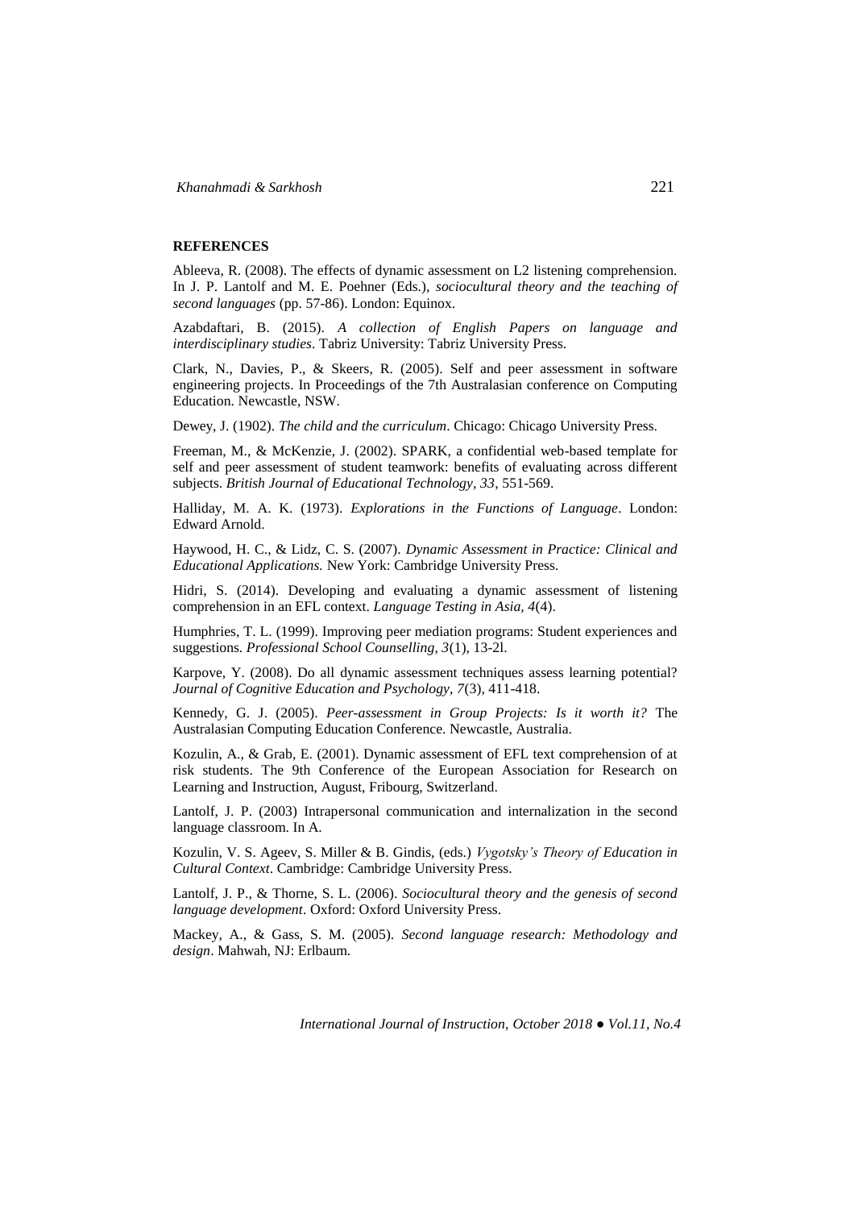**REFERENCES**

Ableeva, R. (2008). The effects of dynamic assessment on L2 listening comprehension. In J. P. Lantolf and M. E. Poehner (Eds.), *sociocultural theory and the teaching of second languages* (pp. 57-86). London: Equinox.

Azabdaftari, B. (2015). *A collection of English Papers on language and interdisciplinary studies*. Tabriz University: Tabriz University Press.

Clark, N., Davies, P., & Skeers, R. (2005). Self and peer assessment in software engineering projects. In Proceedings of the 7th Australasian conference on Computing Education. Newcastle, NSW.

Dewey, J. (1902). *The child and the curriculum*. Chicago: Chicago University Press.

Freeman, M., & McKenzie, J. (2002). SPARK, a confidential web-based template for self and peer assessment of student teamwork: benefits of evaluating across different subjects. *British Journal of Educational Technology, 33*, 551-569.

Halliday, M. A. K. (1973). *Explorations in the Functions of Language*. London: Edward Arnold.

Haywood, H. C., & Lidz, C. S. (2007). *Dynamic Assessment in Practice: Clinical and Educational Applications.* New York: Cambridge University Press.

Hidri, S. (2014). Developing and evaluating a dynamic assessment of listening comprehension in an EFL context. *Language Testing in Asia, 4*(4).

Humphries, T. L. (1999). Improving peer mediation programs: Student experiences and suggestions. *Professional School Counselling, 3*(1), 13-2l.

Karpove, Y. (2008). Do all dynamic assessment techniques assess learning potential? *Journal of Cognitive Education and Psychology, 7*(3), 411-418.

Kennedy, G. J. (2005). *Peer-assessment in Group Projects: Is it worth it?* The Australasian Computing Education Conference. Newcastle, Australia.

Kozulin, A., & Grab, E. (2001). Dynamic assessment of EFL text comprehension of at risk students. The 9th Conference of the European Association for Research on Learning and Instruction, August, Fribourg, Switzerland.

Lantolf, J. P. (2003) Intrapersonal communication and internalization in the second language classroom. In A.

Kozulin, V. S. Ageev, S. Miller & B. Gindis, (eds.) *Vygotsky's Theory of Education in Cultural Context*. Cambridge: Cambridge University Press.

Lantolf, J. P., & Thorne, S. L. (2006). *Sociocultural theory and the genesis of second language development*. Oxford: Oxford University Press.

Mackey, A., & Gass, S. M. (2005). *Second language research: Methodology and design*. Mahwah, NJ: Erlbaum.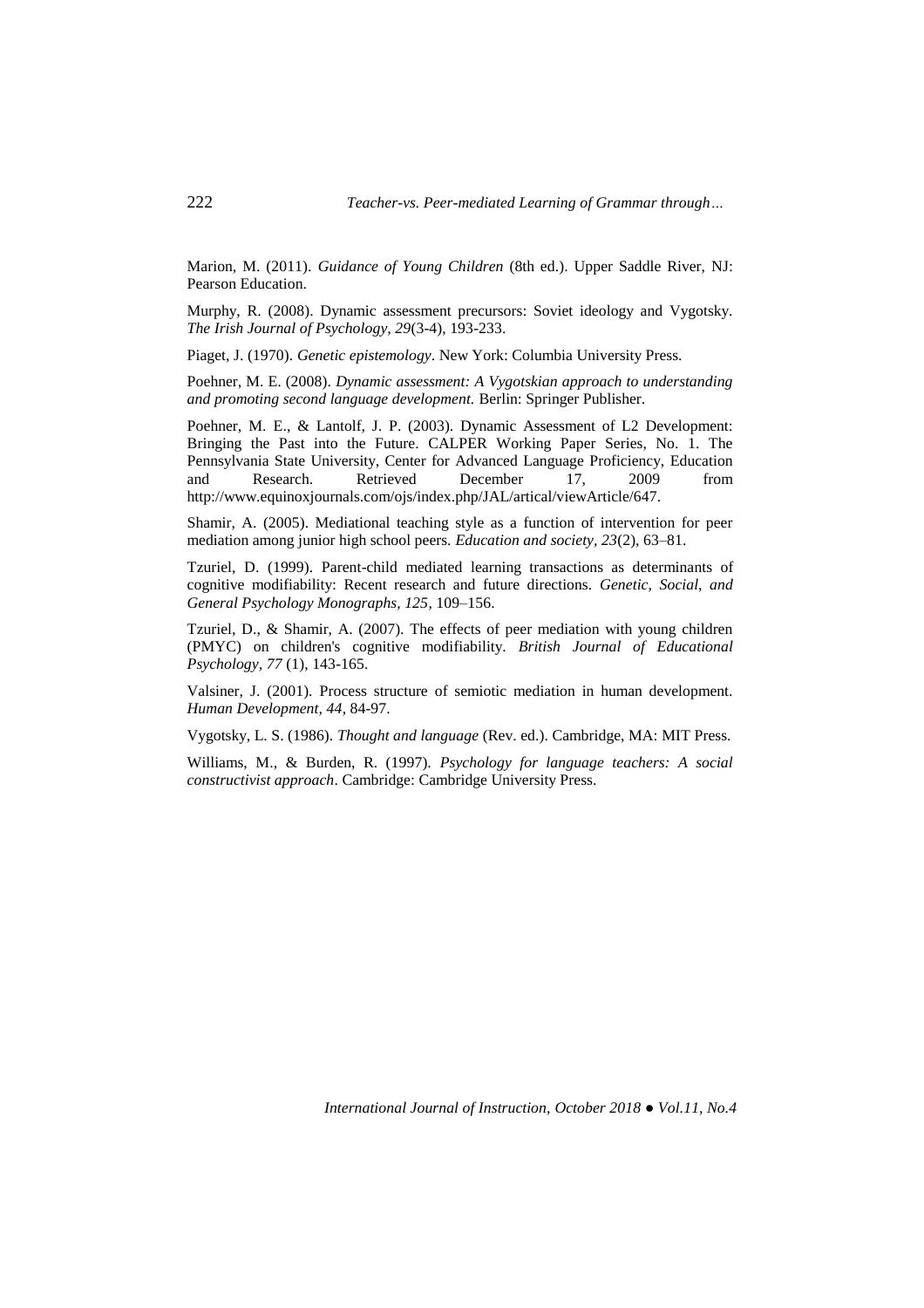Marion, M. (2011). *Guidance of Young Children* (8th ed.). Upper Saddle River, NJ: Pearson Education.

Murphy, R. (2008). Dynamic assessment precursors: Soviet ideology and Vygotsky. *The Irish Journal of Psychology, 29*(3-4), 193-233.

Piaget, J. (1970). *Genetic epistemology*. New York: Columbia University Press.

Poehner, M. E. (2008). *Dynamic assessment: A Vygotskian approach to understanding and promoting second language development.* Berlin: Springer Publisher.

Poehner, M. E., & Lantolf, J. P. (2003). Dynamic Assessment of L2 Development: Bringing the Past into the Future. CALPER Working Paper Series, No. 1. The Pennsylvania State University, Center for Advanced Language Proficiency, Education and Research. Retrieved December 17, 2009 from http://www.equinoxjournals.com/ojs/index.php/JAL/artical/viewArticle/647.

Shamir, A. (2005). Mediational teaching style as a function of intervention for peer mediation among junior high school peers. *Education and society, 23*(2), 63–81.

Tzuriel, D. (1999). Parent-child mediated learning transactions as determinants of cognitive modifiability: Recent research and future directions. *Genetic, Social, and General Psychology Monographs, 125*, 109–156.

Tzuriel, D., & Shamir, A. (2007). The effects of peer mediation with young children (PMYC) on children's cognitive modifiability. *British Journal of Educational Psychology, 77* (1), 143-165.

Valsiner, J. (2001). Process structure of semiotic mediation in human development. *Human Development, 44*, 84-97.

Vygotsky, L. S. (1986). *Thought and language* (Rev. ed.). Cambridge, MA: MIT Press.

Williams, M., & Burden, R. (1997). *Psychology for language teachers: A social constructivist approach*. Cambridge: Cambridge University Press.